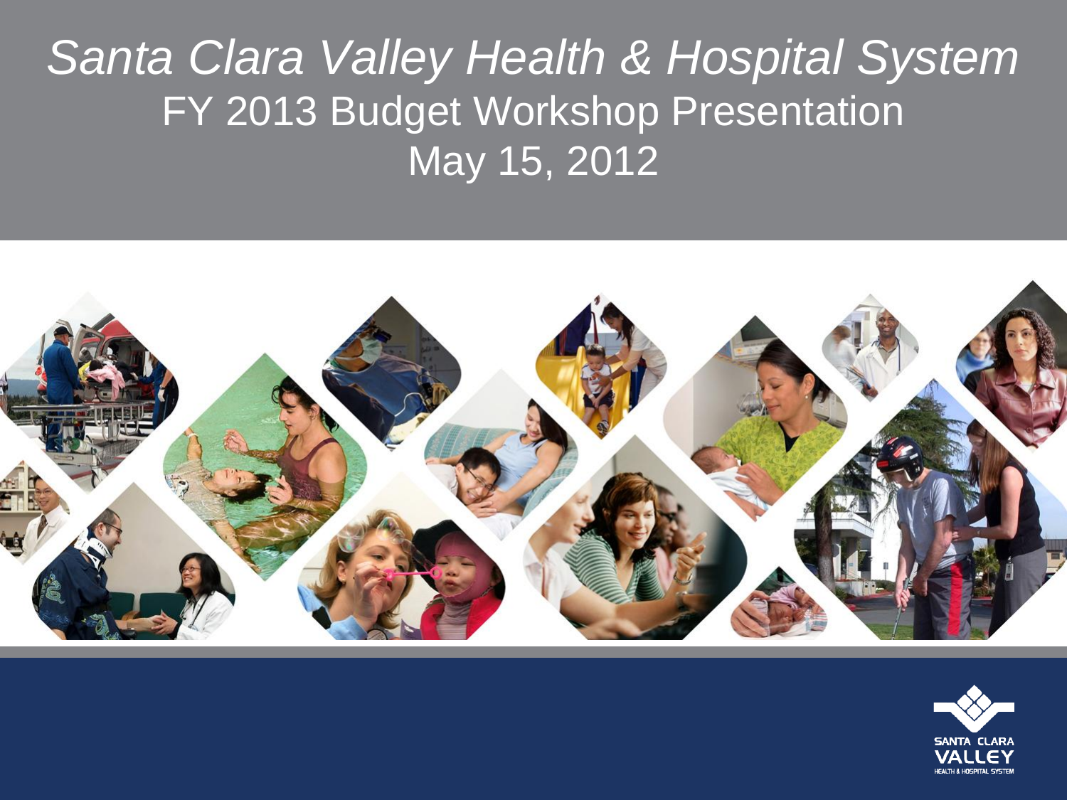# *Santa Clara Valley Health & Hospital System*

## FY 2013 Budget Workshop Presentation

## May 15, 2012

SANTA CLARA VALLEY HEALTH & HOSPITAL SYSTEM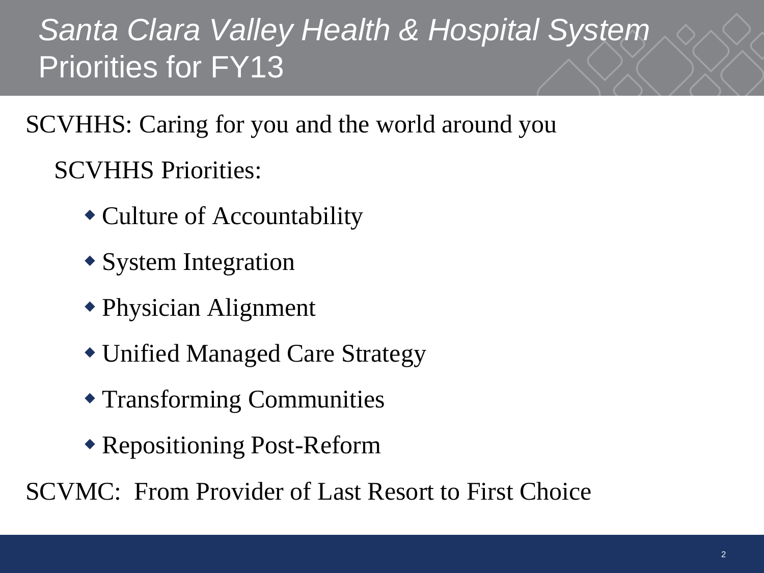# *Santa Clara Valley Health & Hospital System*
# Priorities for FY13

SCVHHS: Caring for you and the world around you

SCVHHS Priorities:

- Culture of Accountability
- System Integration
- Physician Alignment
- Unified Managed Care Strategy
- Transforming Communities
- Repositioning Post-Reform

SCVMC: From Provider of Last Resort to First Choice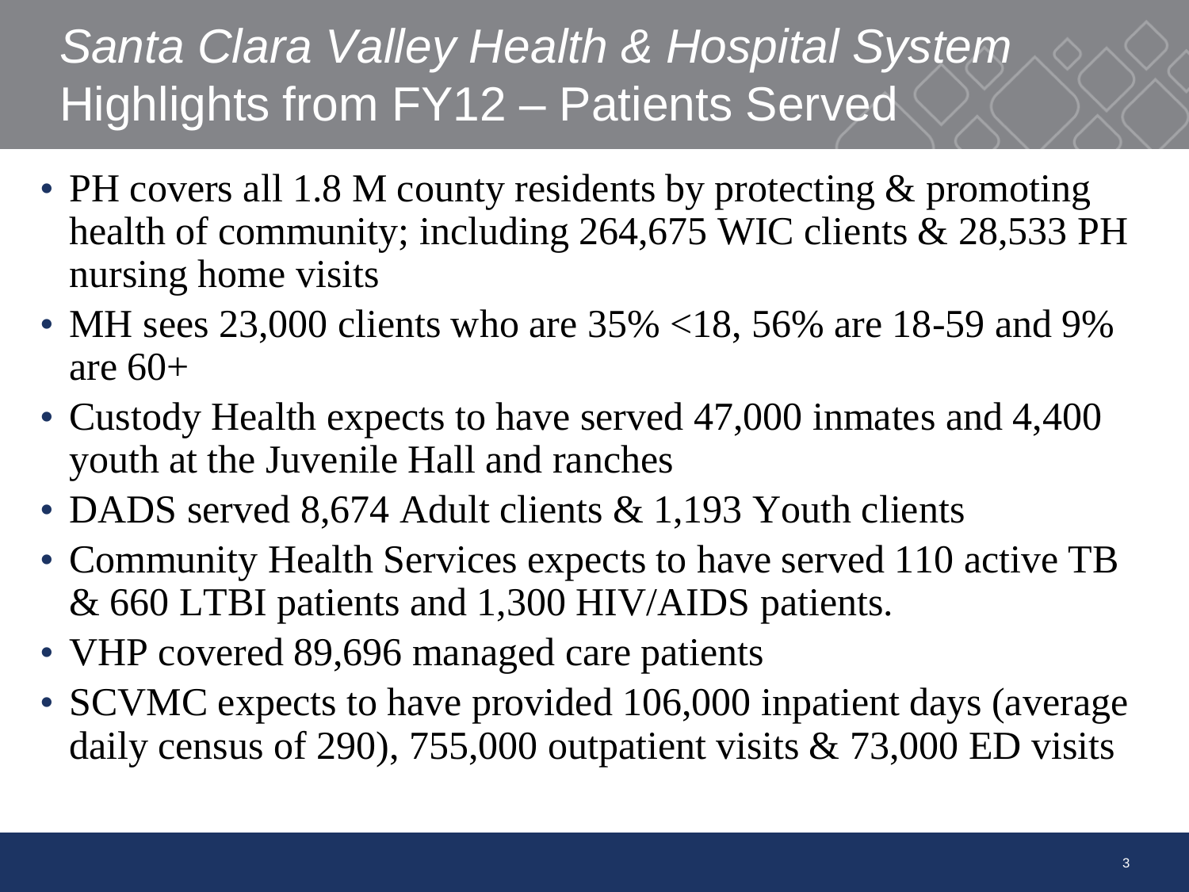# *Santa Clara Valley Health & Hospital System*
# Highlights from FY12 – Patients Served

- PH covers all 1.8 M county residents by protecting & promoting health of community; including 264,675 WIC clients & 28,533 PH nursing home visits
- MH sees 23,000 clients who are 35% <18, 56% are 18-59 and 9% are 60+
- Custody Health expects to have served 47,000 inmates and 4,400 youth at the Juvenile Hall and ranches
- DADS served 8,674 Adult clients & 1,193 Youth clients
- Community Health Services expects to have served 110 active TB & 660 LTBI patients and 1,300 HIV/AIDS patients.
- VHP covered 89,696 managed care patients
- SCVMC expects to have provided 106,000 inpatient days (average daily census of 290), 755,000 outpatient visits & 73,000 ED visits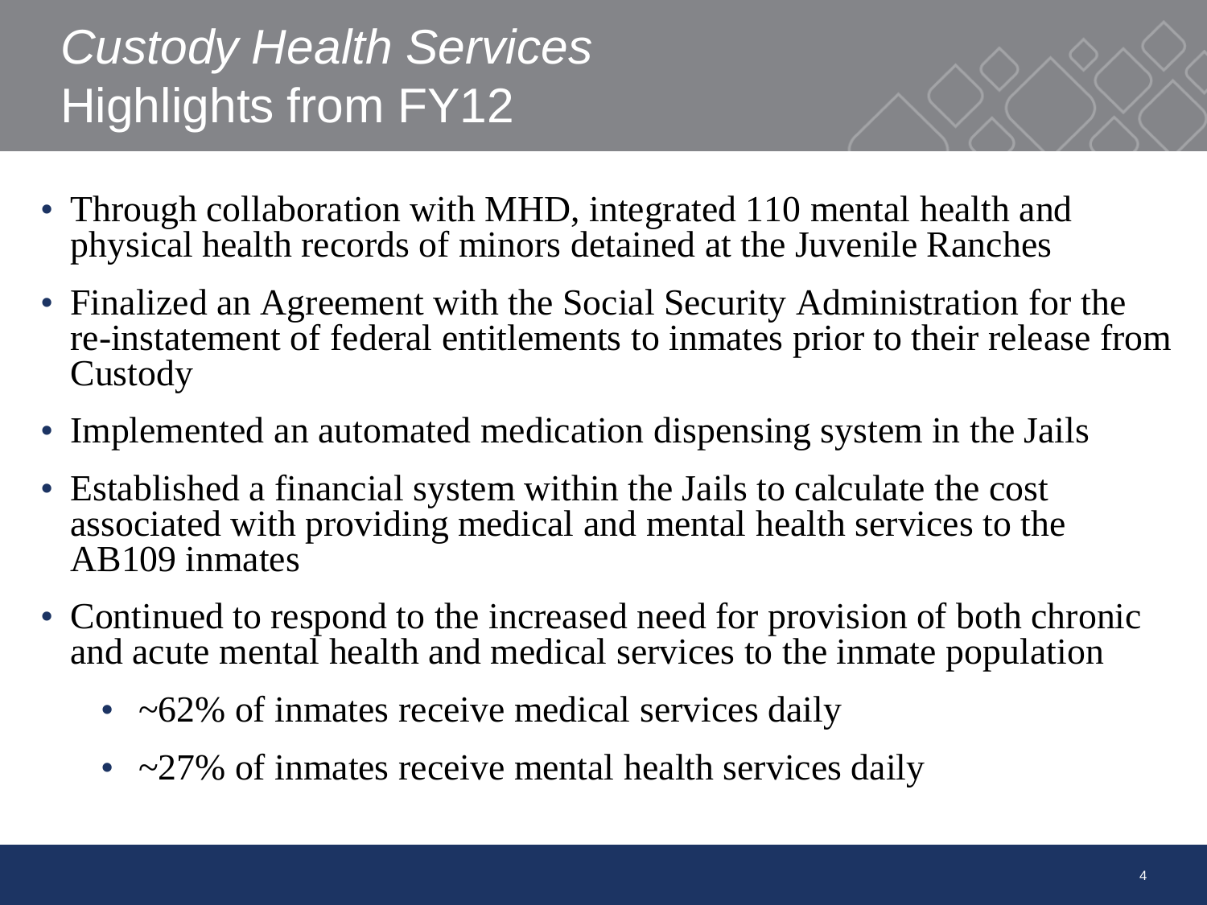# *Custody Health Services*
# Highlights from FY12

- Through collaboration with MHD, integrated 110 mental health and physical health records of minors detained at the Juvenile Ranches
- Finalized an Agreement with the Social Security Administration for the re-instatement of federal entitlements to inmates prior to their release from Custody
- Implemented an automated medication dispensing system in the Jails
- Established a financial system within the Jails to calculate the cost associated with providing medical and mental health services to the AB109 inmates
- Continued to respond to the increased need for provision of both chronic and acute mental health and medical services to the inmate population
  - ~62% of inmates receive medical services daily
  - ~27% of inmates receive mental health services daily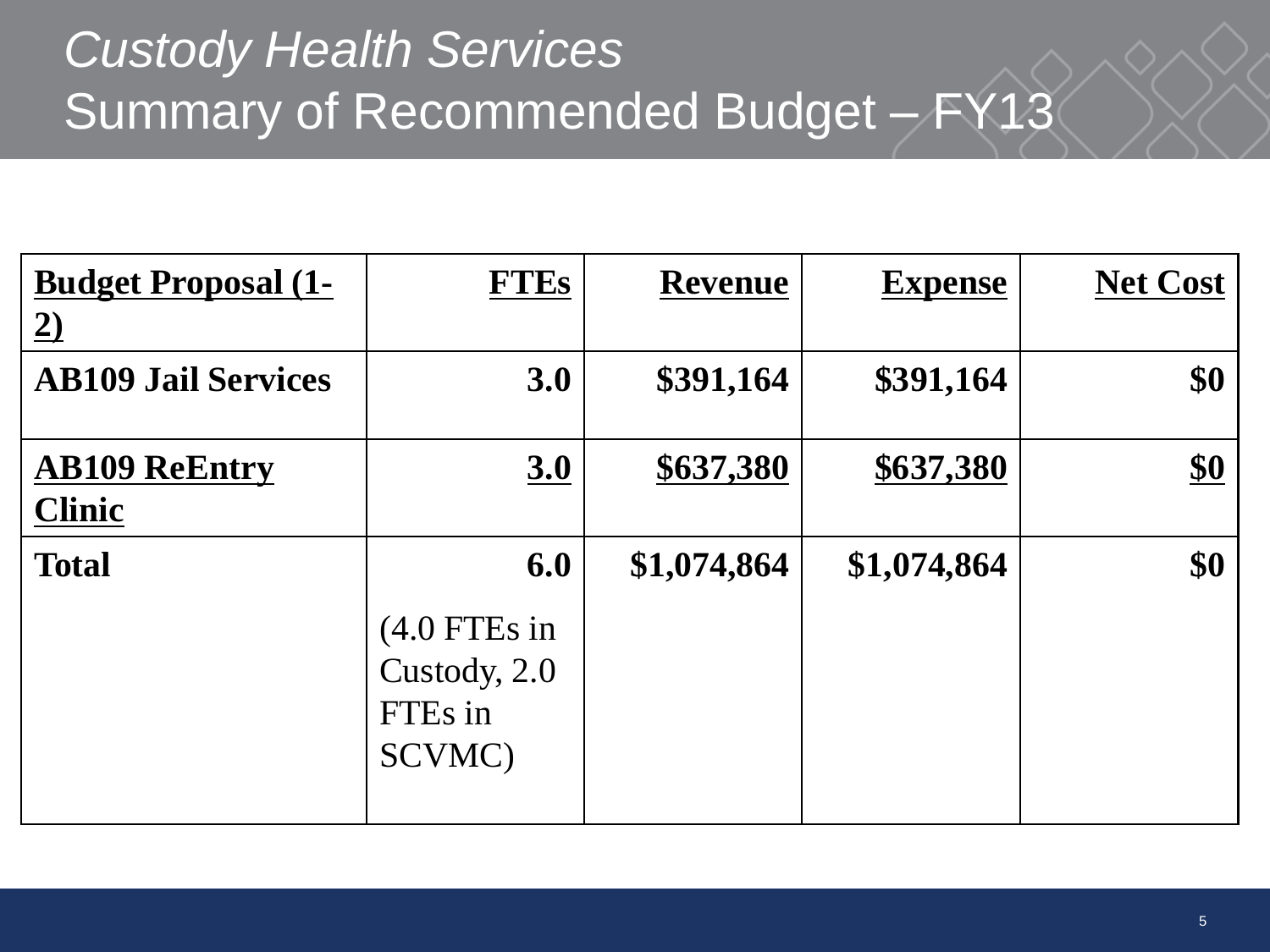# *Custody Health Services*
# Summary of Recommended Budget – FY13

| Budget Proposal (1-2) | FTEs | Revenue | Expense | Net Cost |
|---|---|---|---|---|
| **AB109 Jail Services** | **3.0** | **$391,164** | **$391,164** | **$0** |
| **AB109 ReEntry Clinic** | **3.0** | **$637,380** | **$637,380** | **$0** |
| **Total** | **6.0** (4.0 FTEs in Custody, 2.0 FTEs in SCVMC) | **$1,074,864** | **$1,074,864** | **$0** |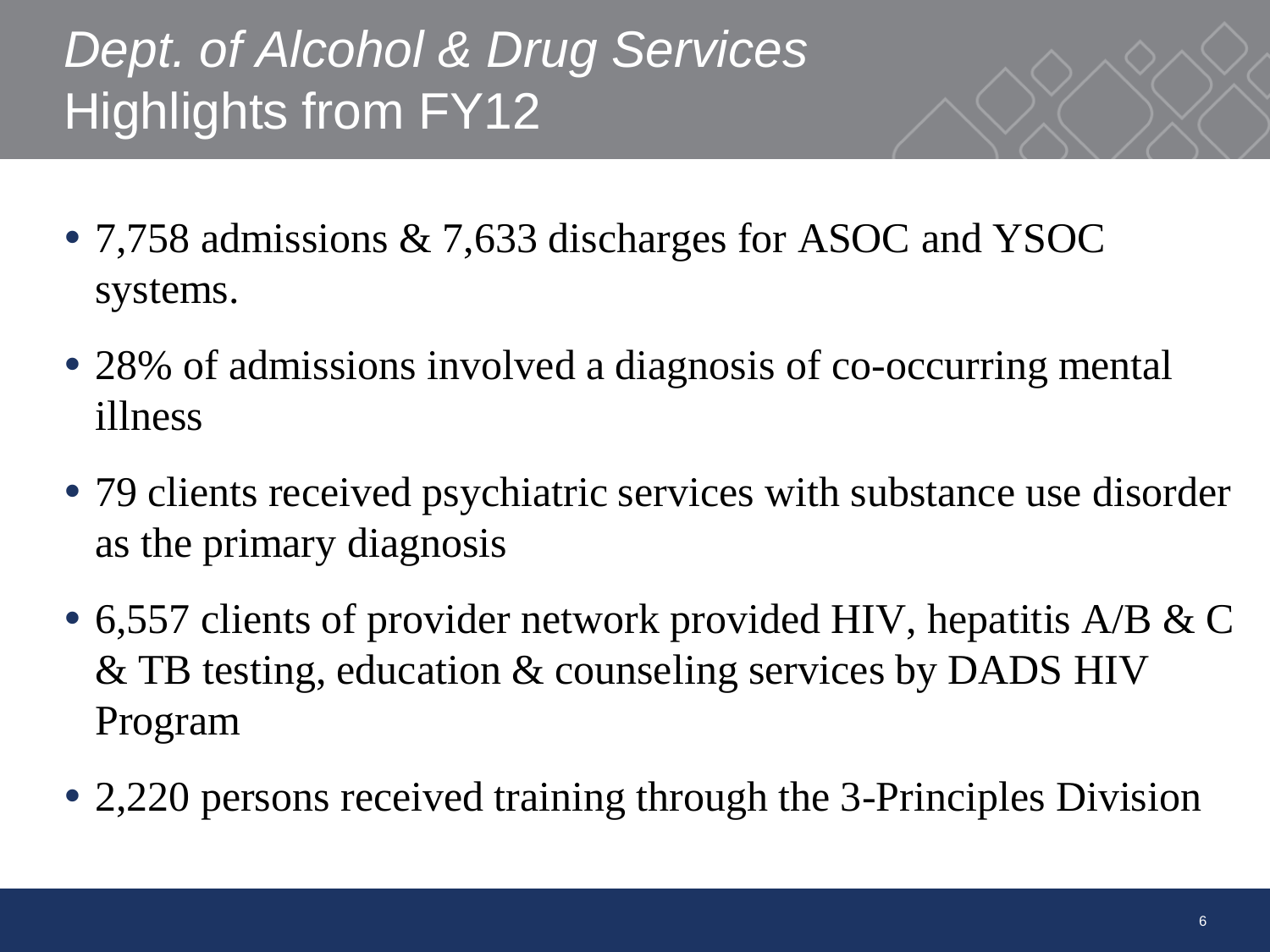# *Dept. of Alcohol & Drug Services*
# Highlights from FY12

- 7,758 admissions & 7,633 discharges for ASOC and YSOC systems.
- 28% of admissions involved a diagnosis of co-occurring mental illness
- 79 clients received psychiatric services with substance use disorder as the primary diagnosis
- 6,557 clients of provider network provided HIV, hepatitis A/B & C & TB testing, education & counseling services by DADS HIV Program
- 2,220 persons received training through the 3-Principles Division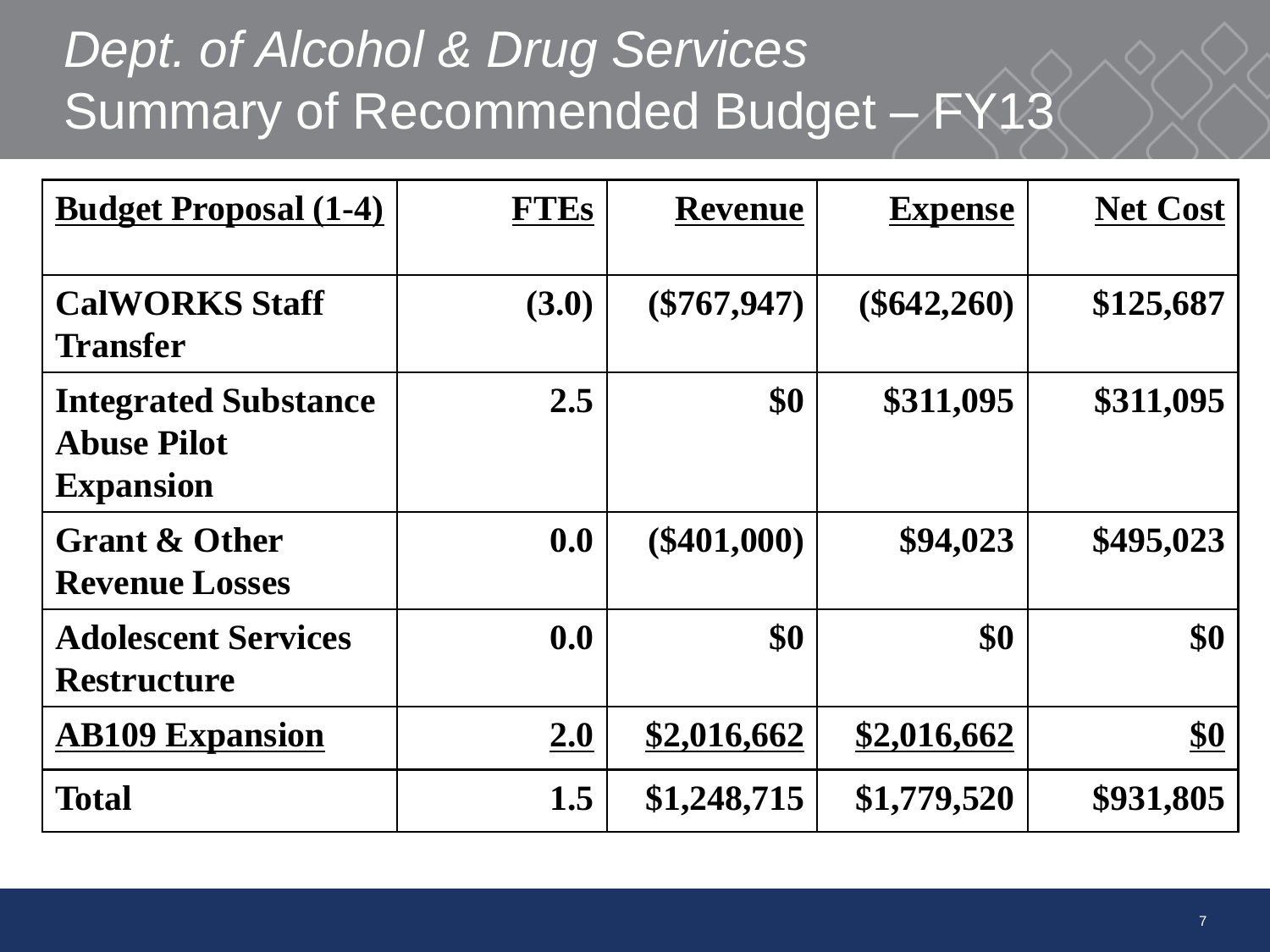# *Dept. of Alcohol & Drug Services*
# Summary of Recommended Budget – FY13

| Budget Proposal (1-4) | FTEs | Revenue | Expense | Net Cost |
|---|---:|---:|---:|---:|
| **CalWORKS Staff Transfer** | **(3.0)** | **($767,947)** | **($642,260)** | **$125,687** |
| **Integrated Substance Abuse Pilot Expansion** | **2.5** | **$0** | **$311,095** | **$311,095** |
| **Grant & Other Revenue Losses** | **0.0** | **($401,000)** | **$94,023** | **$495,023** |
| **Adolescent Services Restructure** | **0.0** | **$0** | **$0** | **$0** |
| **AB109 Expansion** | **2.0** | **$2,016,662** | **$2,016,662** | **$0** |
| **Total** | **1.5** | **$1,248,715** | **$1,779,520** | **$931,805** |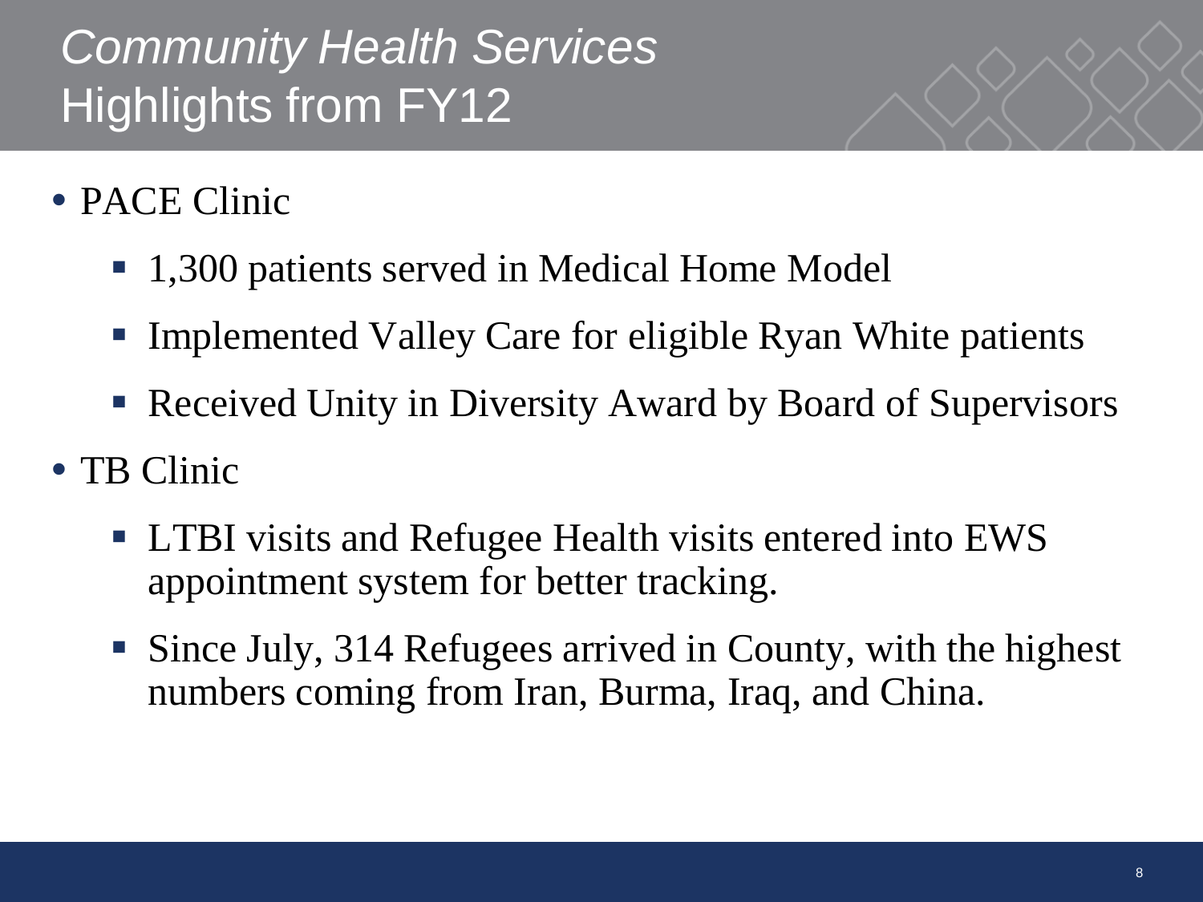# *Community Health Services*
# Highlights from FY12

- PACE Clinic
  - 1,300 patients served in Medical Home Model
  - Implemented Valley Care for eligible Ryan White patients
  - Received Unity in Diversity Award by Board of Supervisors
- TB Clinic
  - LTBI visits and Refugee Health visits entered into EWS appointment system for better tracking.
  - Since July, 314 Refugees arrived in County, with the highest numbers coming from Iran, Burma, Iraq, and China.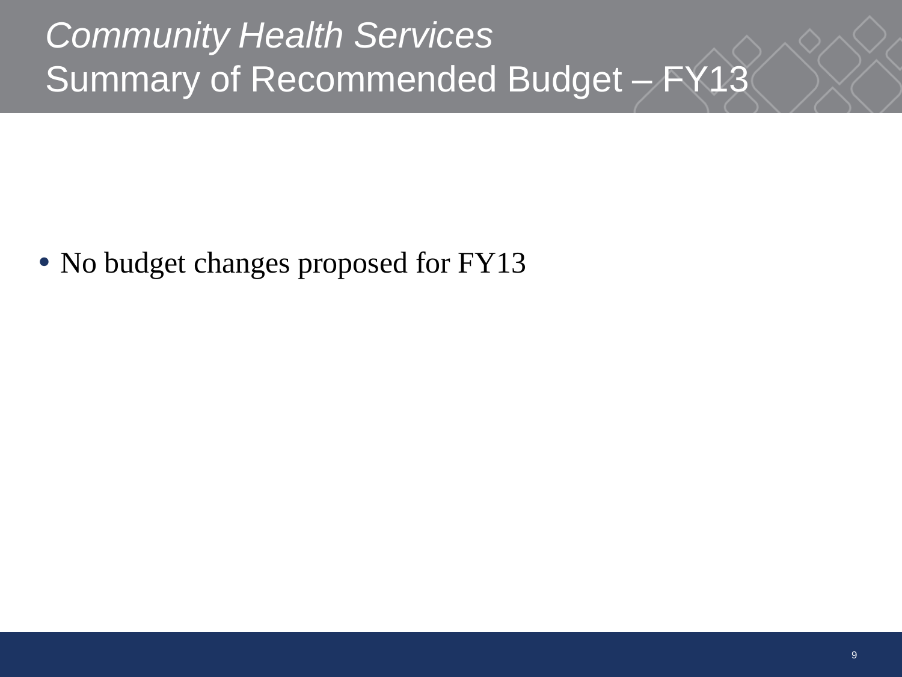# *Community Health Services*
# Summary of Recommended Budget – FY13

- No budget changes proposed for FY13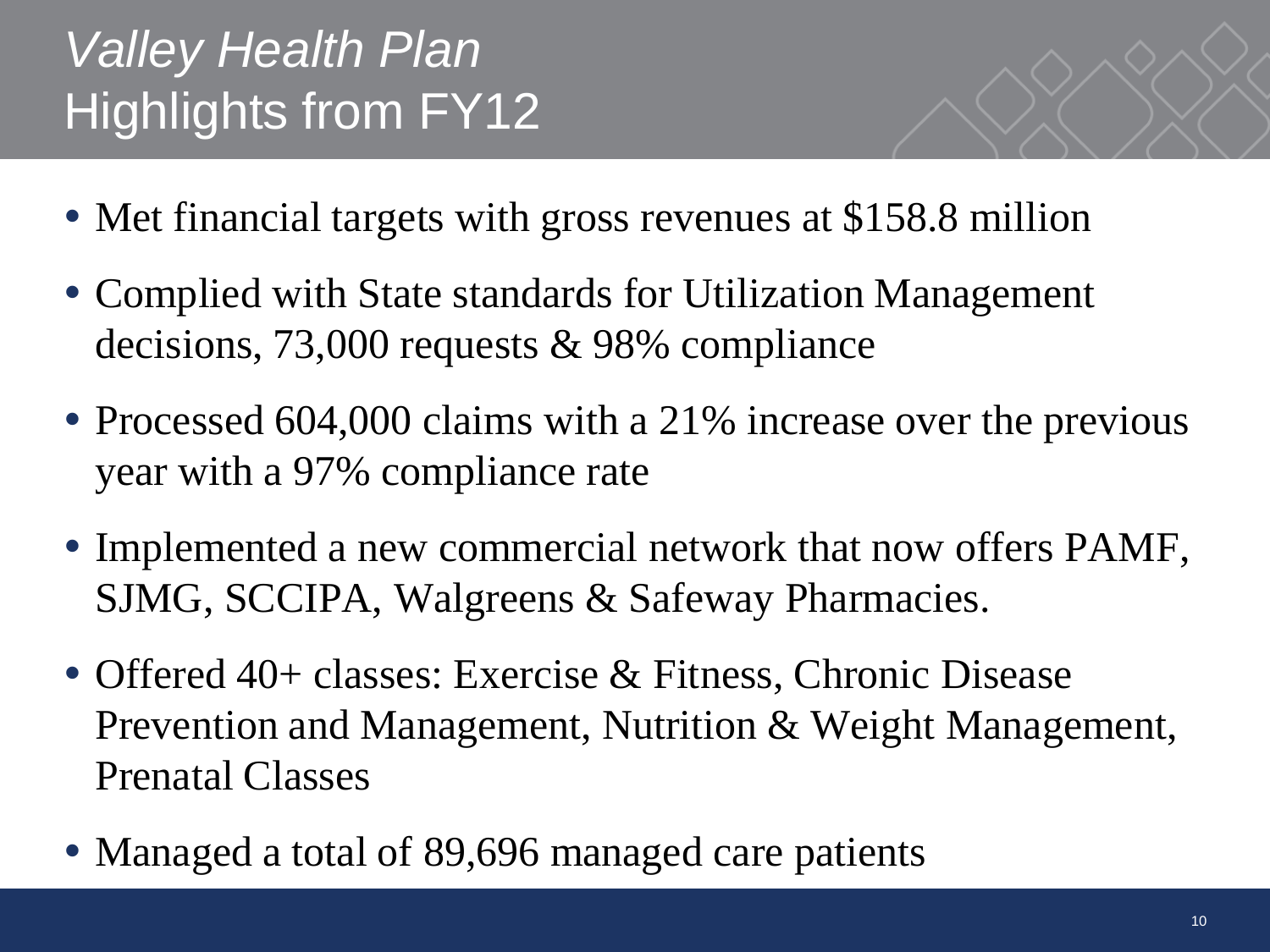# *Valley Health Plan*
# Highlights from FY12

- Met financial targets with gross revenues at $158.8 million
- Complied with State standards for Utilization Management decisions, 73,000 requests & 98% compliance
- Processed 604,000 claims with a 21% increase over the previous year with a 97% compliance rate
- Implemented a new commercial network that now offers PAMF, SJMG, SCCIPA, Walgreens & Safeway Pharmacies.
- Offered 40+ classes: Exercise & Fitness, Chronic Disease Prevention and Management, Nutrition & Weight Management, Prenatal Classes
- Managed a total of 89,696 managed care patients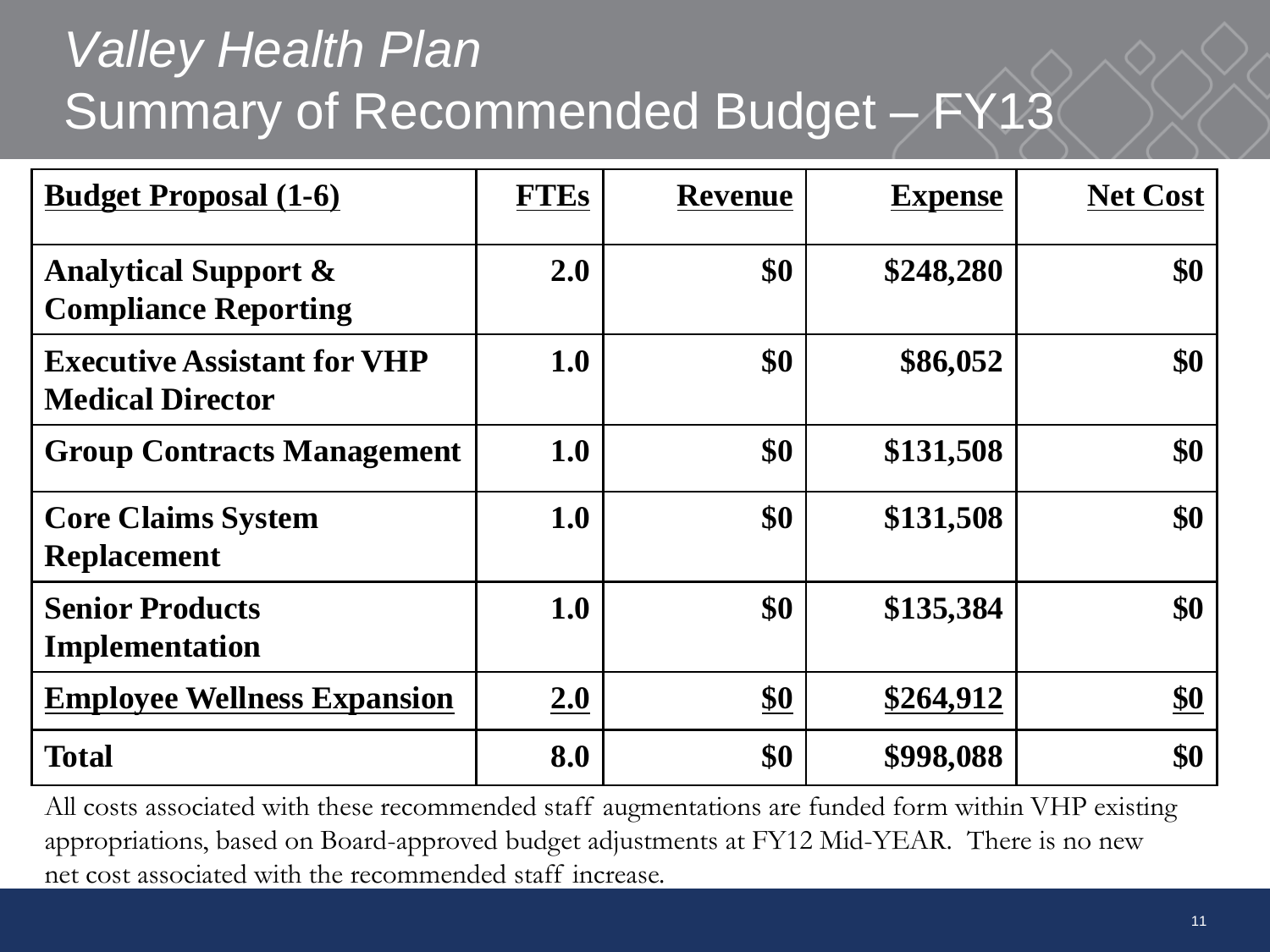# *Valley Health Plan*
# Summary of Recommended Budget – FY13

| Budget Proposal (1-6) | FTEs | Revenue | Expense | Net Cost |
|---|---|---|---|---|
| **Analytical Support & Compliance Reporting** | **2.0** | **$0** | **$248,280** | **$0** |
| **Executive Assistant for VHP Medical Director** | **1.0** | **$0** | **$86,052** | **$0** |
| **Group Contracts Management** | **1.0** | **$0** | **$131,508** | **$0** |
| **Core Claims System Replacement** | **1.0** | **$0** | **$131,508** | **$0** |
| **Senior Products Implementation** | **1.0** | **$0** | **$135,384** | **$0** |
| **Employee Wellness Expansion** | **2.0** | **$0** | **$264,912** | **$0** |
| **Total** | **8.0** | **$0** | **$998,088** | **$0** |

All costs associated with these recommended staff augmentations are funded form within VHP existing appropriations, based on Board-approved budget adjustments at FY12 Mid-YEAR. There is no new net cost associated with the recommended staff increase.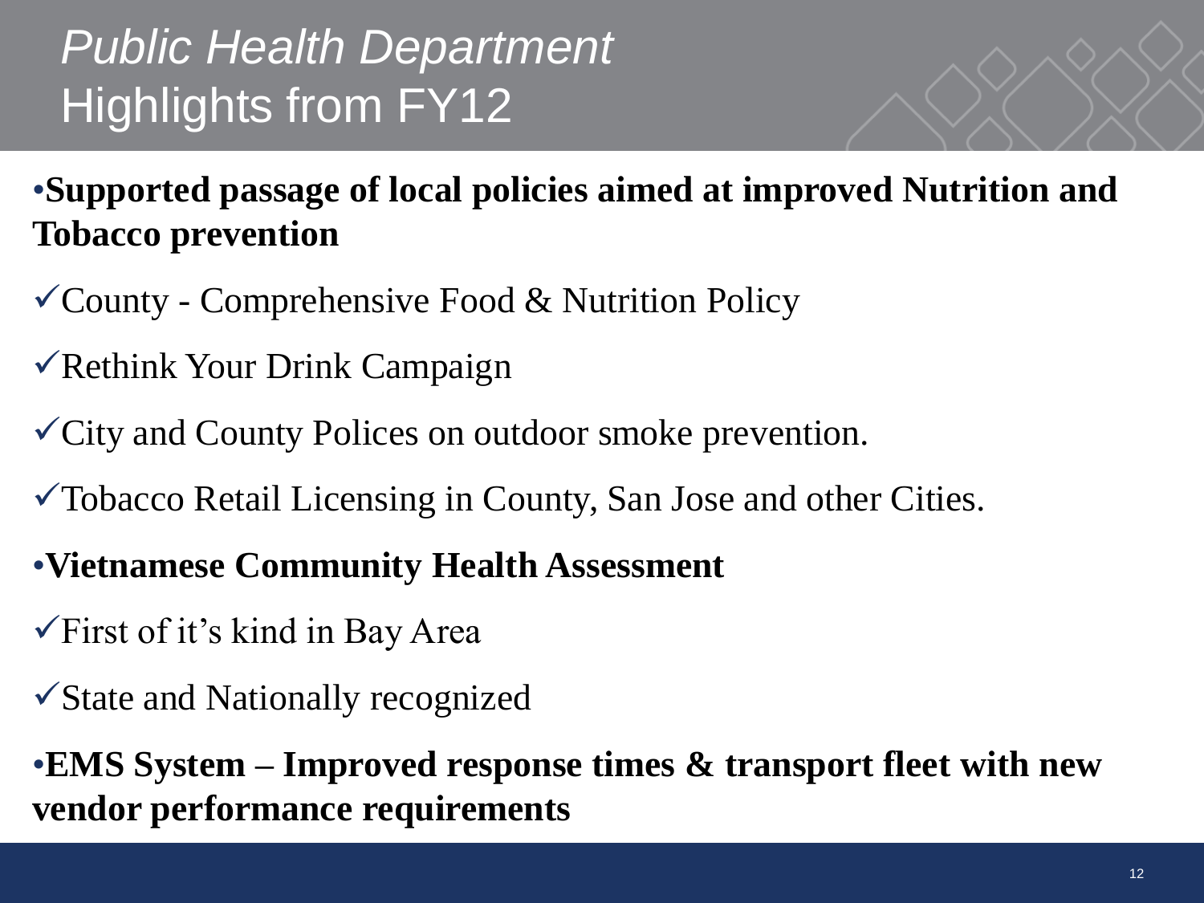# *Public Health Department* Highlights from FY12

- **Supported passage of local policies aimed at improved Nutrition and Tobacco prevention**
  - ✓County - Comprehensive Food & Nutrition Policy
  - ✓Rethink Your Drink Campaign
  - ✓City and County Polices on outdoor smoke prevention.
  - ✓Tobacco Retail Licensing in County, San Jose and other Cities.
- **Vietnamese Community Health Assessment**
  - ✓First of it's kind in Bay Area
  - ✓State and Nationally recognized
- **EMS System – Improved response times & transport fleet with new vendor performance requirements**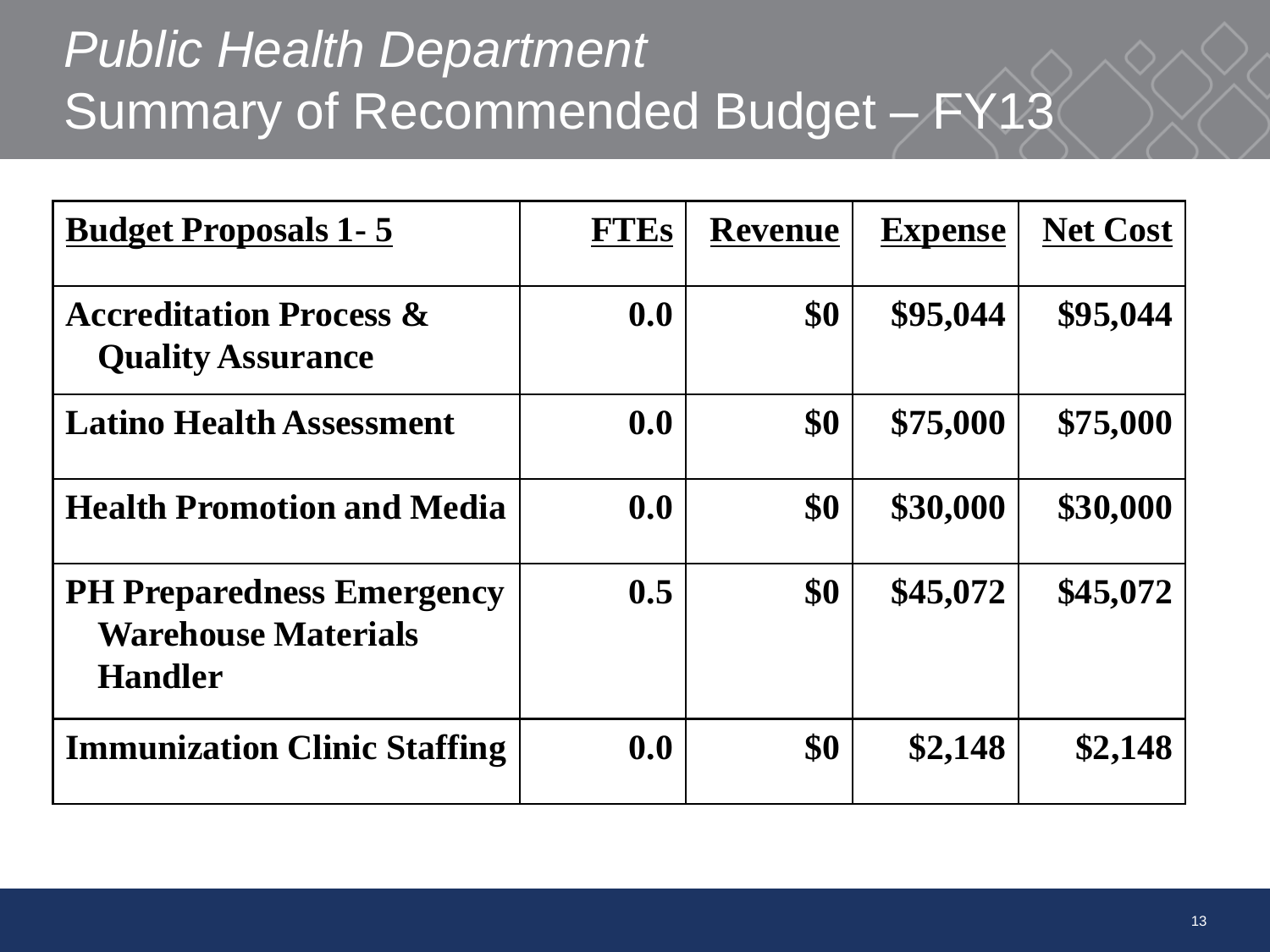# *Public Health Department*

## Summary of Recommended Budget – FY13

| Budget Proposals 1- 5 | FTEs | Revenue | Expense | Net Cost |
|---|---|---|---|---|
| **Accreditation Process & Quality Assurance** | **0.0** | **$0** | **$95,044** | **$95,044** |
| **Latino Health Assessment** | **0.0** | **$0** | **$75,000** | **$75,000** |
| **Health Promotion and Media** | **0.0** | **$0** | **$30,000** | **$30,000** |
| **PH Preparedness Emergency Warehouse Materials Handler** | **0.5** | **$0** | **$45,072** | **$45,072** |
| **Immunization Clinic Staffing** | **0.0** | **$0** | **$2,148** | **$2,148** |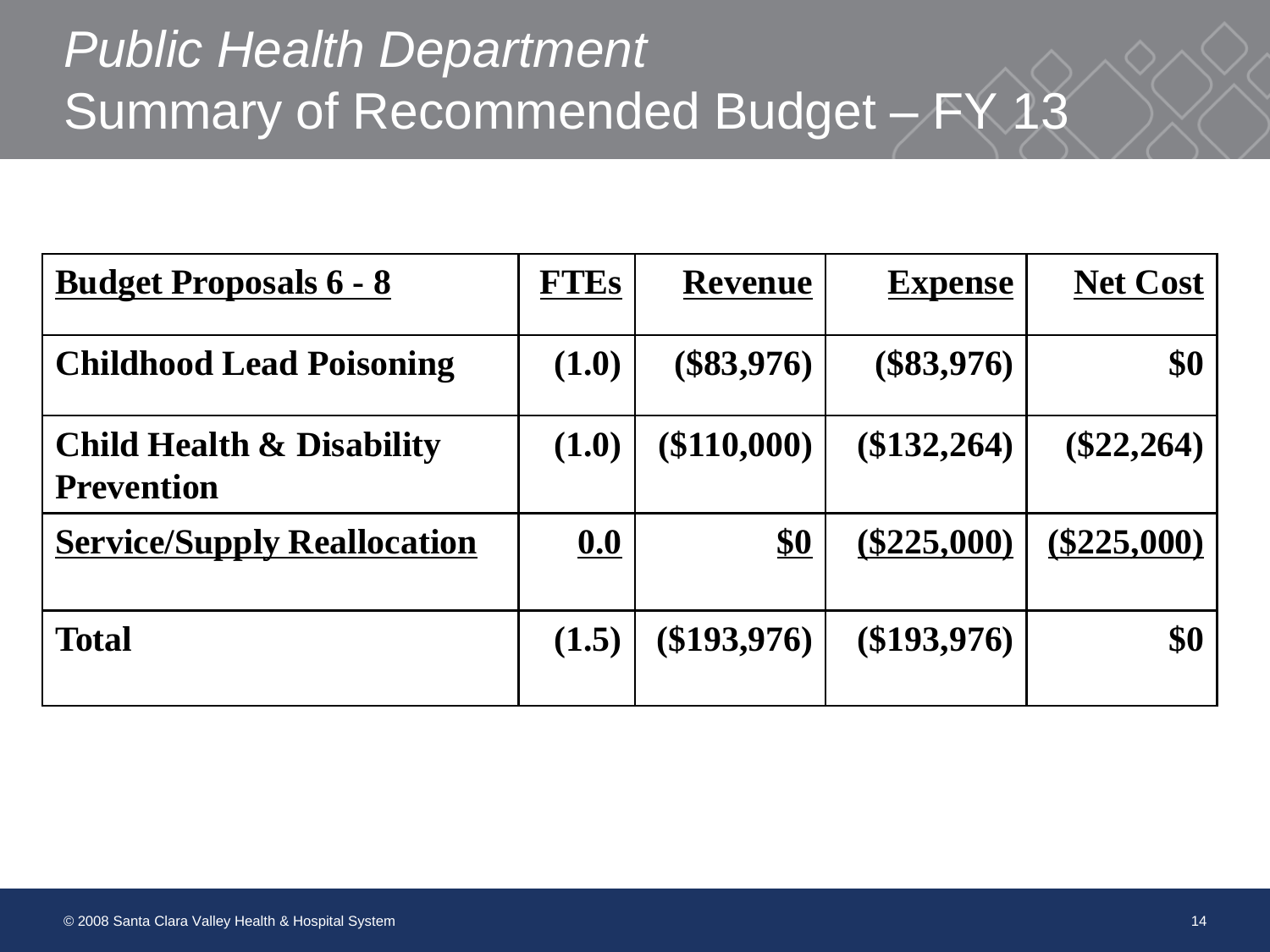# *Public Health Department*
# Summary of Recommended Budget – FY 13

| Budget Proposals 6 - 8 | FTEs | Revenue | Expense | Net Cost |
|---|---|---|---|---|
| **Childhood Lead Poisoning** | **(1.0)** | **($83,976)** | **($83,976)** | **$0** |
| **Child Health & Disability Prevention** | **(1.0)** | **($110,000)** | **($132,264)** | **($22,264)** |
| **Service/Supply Reallocation** | **0.0** | **$0** | **($225,000)** | **($225,000)** |
| **Total** | **(1.5)** | **($193,976)** | **($193,976)** | **$0** |

© 2008 Santa Clara Valley Health & Hospital System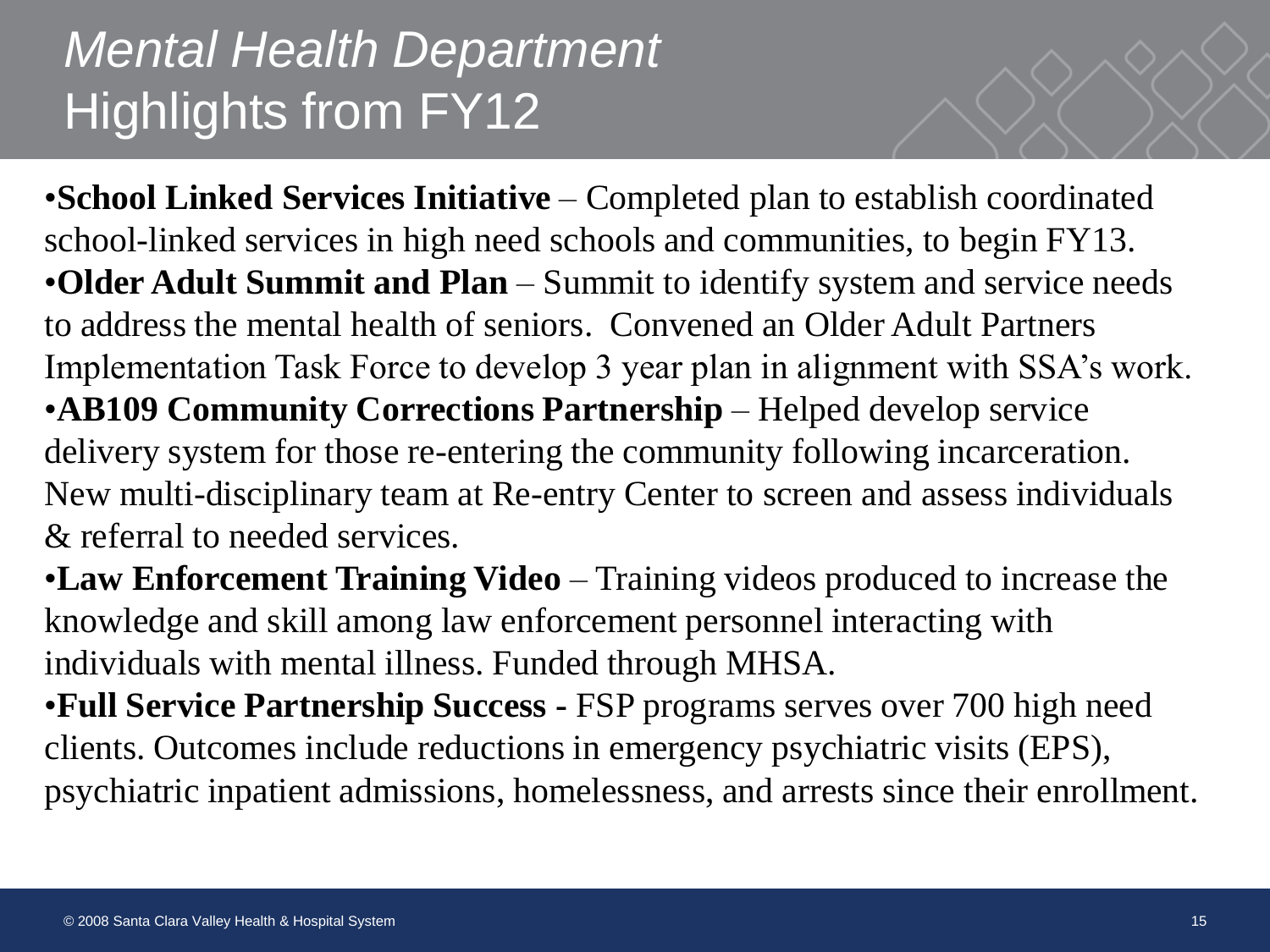# *Mental Health Department* Highlights from FY12

- **School Linked Services Initiative** – Completed plan to establish coordinated school-linked services in high need schools and communities, to begin FY13.
- **Older Adult Summit and Plan** – Summit to identify system and service needs to address the mental health of seniors. Convened an Older Adult Partners Implementation Task Force to develop 3 year plan in alignment with SSA's work.
- **AB109 Community Corrections Partnership** – Helped develop service delivery system for those re-entering the community following incarceration. New multi-disciplinary team at Re-entry Center to screen and assess individuals & referral to needed services.
- **Law Enforcement Training Video** – Training videos produced to increase the knowledge and skill among law enforcement personnel interacting with individuals with mental illness. Funded through MHSA.
- **Full Service Partnership Success -** FSP programs serves over 700 high need clients. Outcomes include reductions in emergency psychiatric visits (EPS), psychiatric inpatient admissions, homelessness, and arrests since their enrollment.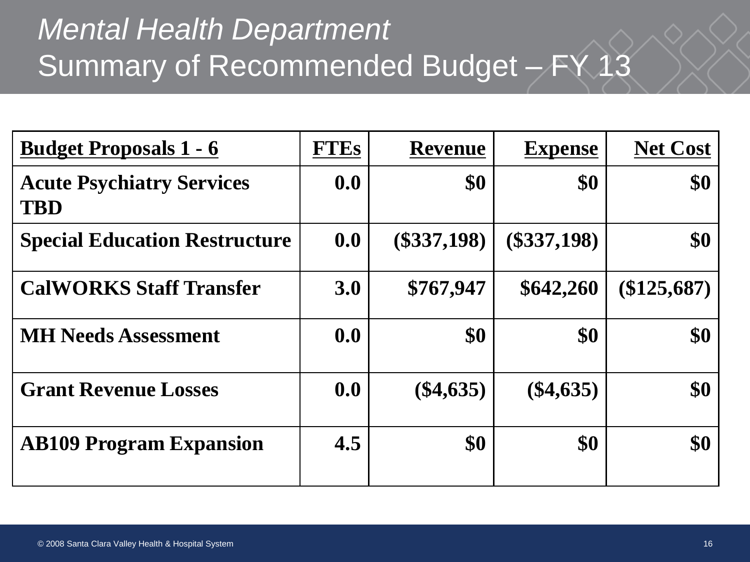# *Mental Health Department*
# Summary of Recommended Budget – FY 13

| **Budget Proposals 1 - 6** | **FTEs** | **Revenue** | **Expense** | **Net Cost** |
|---|---|---|---|---|
| **Acute Psychiatry Services TBD** | **0.0** | **$0** | **$0** | **$0** |
| **Special Education Restructure** | **0.0** | **($337,198)** | **($337,198)** | **$0** |
| **CalWORKS Staff Transfer** | **3.0** | **$767,947** | **$642,260** | **($125,687)** |
| **MH Needs Assessment** | **0.0** | **$0** | **$0** | **$0** |
| **Grant Revenue Losses** | **0.0** | **($4,635)** | **($4,635)** | **$0** |
| **AB109 Program Expansion** | **4.5** | **$0** | **$0** | **$0** |

© 2008 Santa Clara Valley Health & Hospital System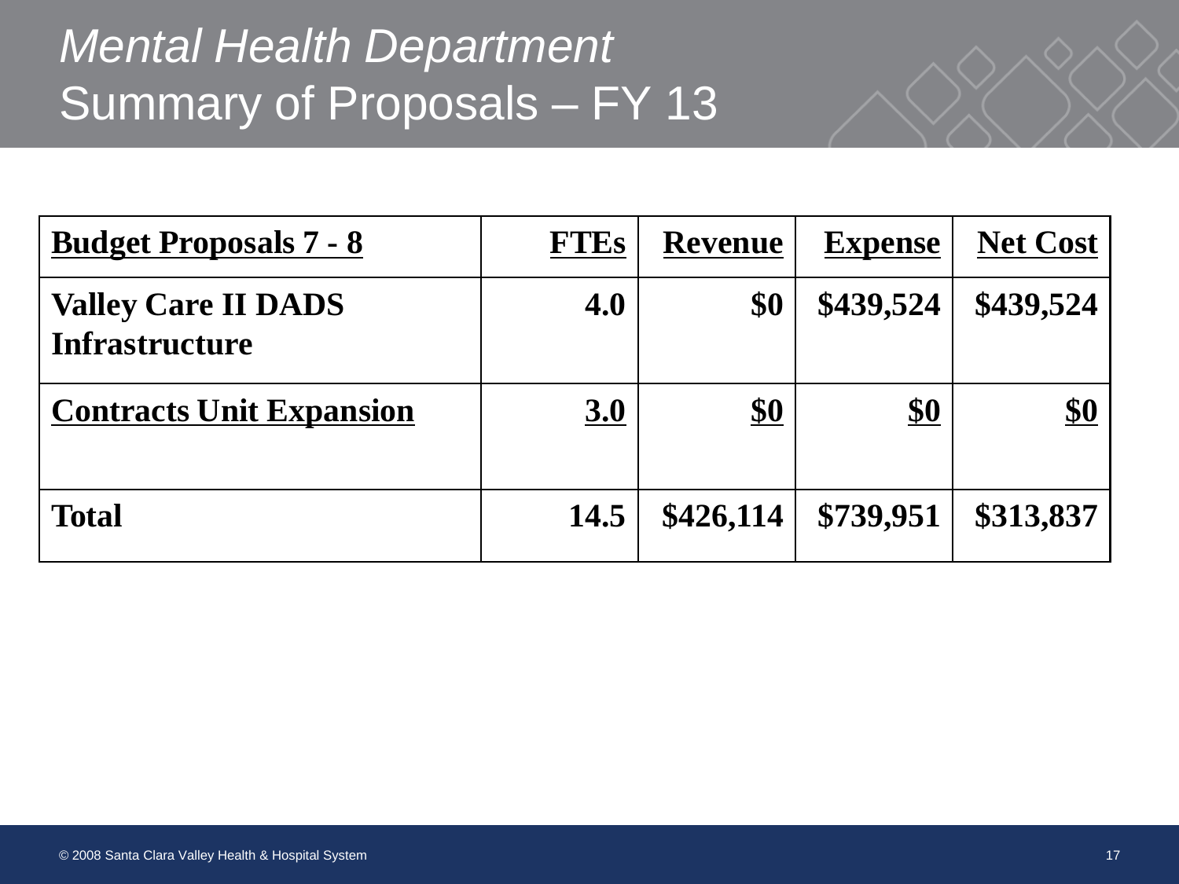# *Mental Health Department*
# Summary of Proposals – FY 13

| Budget Proposals 7 - 8 | FTEs | Revenue | Expense | Net Cost |
|---|---|---|---|---|
| **Valley Care II DADS Infrastructure** | **4.0** | **$0** | **$439,524** | **$439,524** |
| **Contracts Unit Expansion** | **3.0** | **$0** | **$0** | **$0** |
| **Total** | **14.5** | **$426,114** | **$739,951** | **$313,837** |

© 2008 Santa Clara Valley Health & Hospital System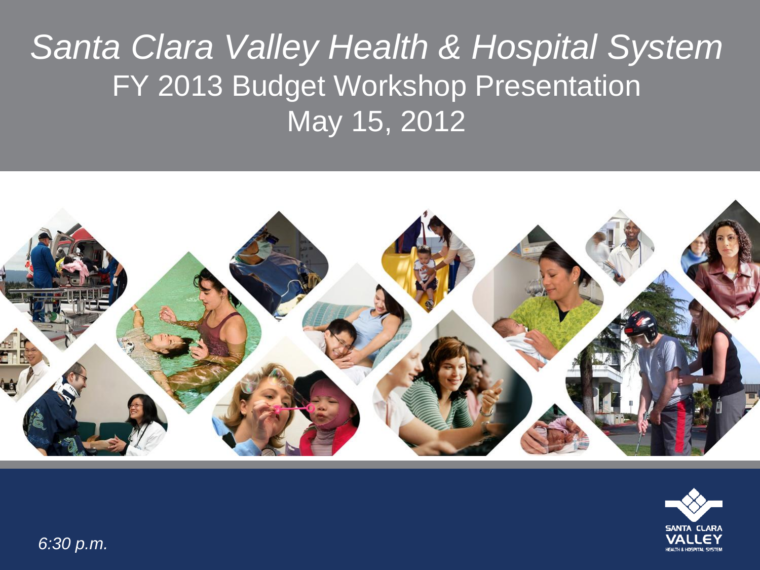# *Santa Clara Valley Health & Hospital System*

## FY 2013 Budget Workshop Presentation

## May 15, 2012

SANTA CLARA VALLEY HEALTH & HOSPITAL SYSTEM

*6:30 p.m.*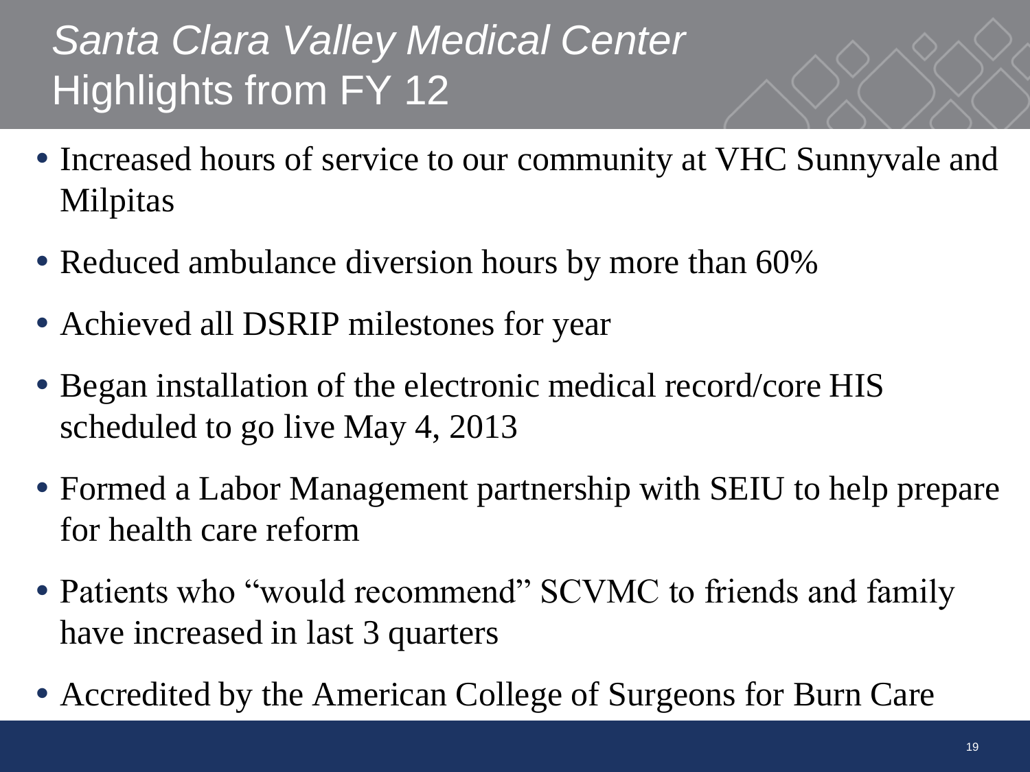# *Santa Clara Valley Medical Center* Highlights from FY 12

- Increased hours of service to our community at VHC Sunnyvale and Milpitas
- Reduced ambulance diversion hours by more than 60%
- Achieved all DSRIP milestones for year
- Began installation of the electronic medical record/core HIS scheduled to go live May 4, 2013
- Formed a Labor Management partnership with SEIU to help prepare for health care reform
- Patients who "would recommend" SCVMC to friends and family have increased in last 3 quarters
- Accredited by the American College of Surgeons for Burn Care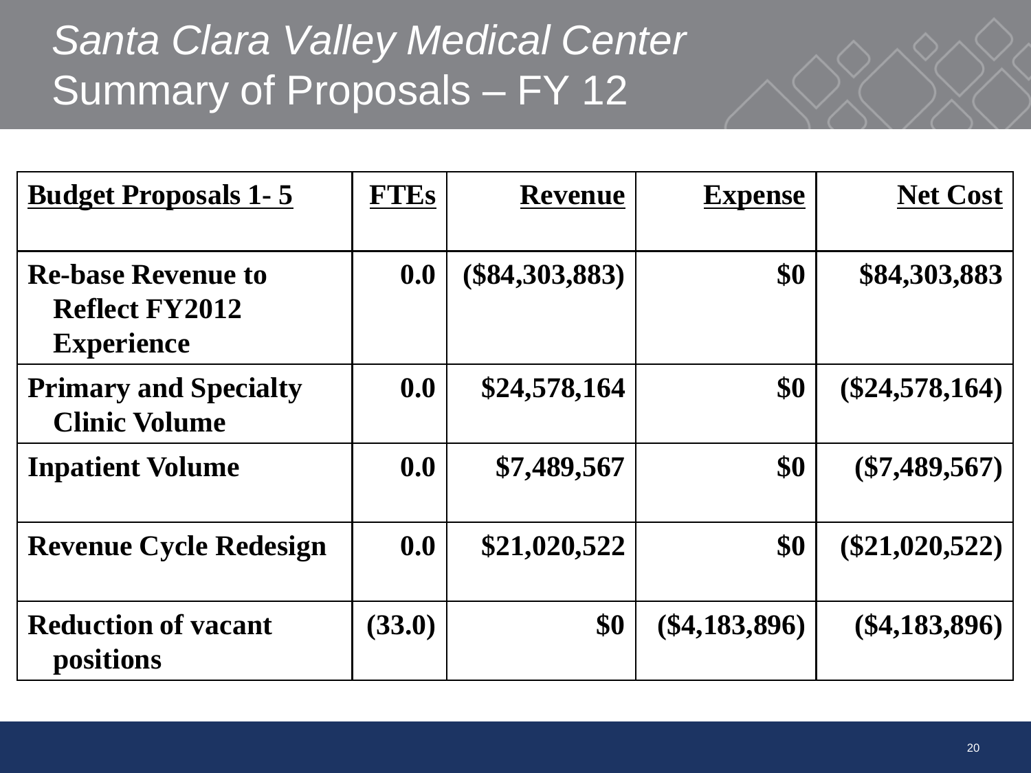# *Santa Clara Valley Medical Center*
# Summary of Proposals – FY 12

| Budget Proposals 1- 5 | FTEs | Revenue | Expense | Net Cost |
|---|---|---|---|---|
| **Re-base Revenue to Reflect FY2012 Experience** | **0.0** | **($84,303,883)** | **$0** | **$84,303,883** |
| **Primary and Specialty Clinic Volume** | **0.0** | **$24,578,164** | **$0** | **($24,578,164)** |
| **Inpatient Volume** | **0.0** | **$7,489,567** | **$0** | **($7,489,567)** |
| **Revenue Cycle Redesign** | **0.0** | **$21,020,522** | **$0** | **($21,020,522)** |
| **Reduction of vacant positions** | **(33.0)** | **$0** | **($4,183,896)** | **($4,183,896)** |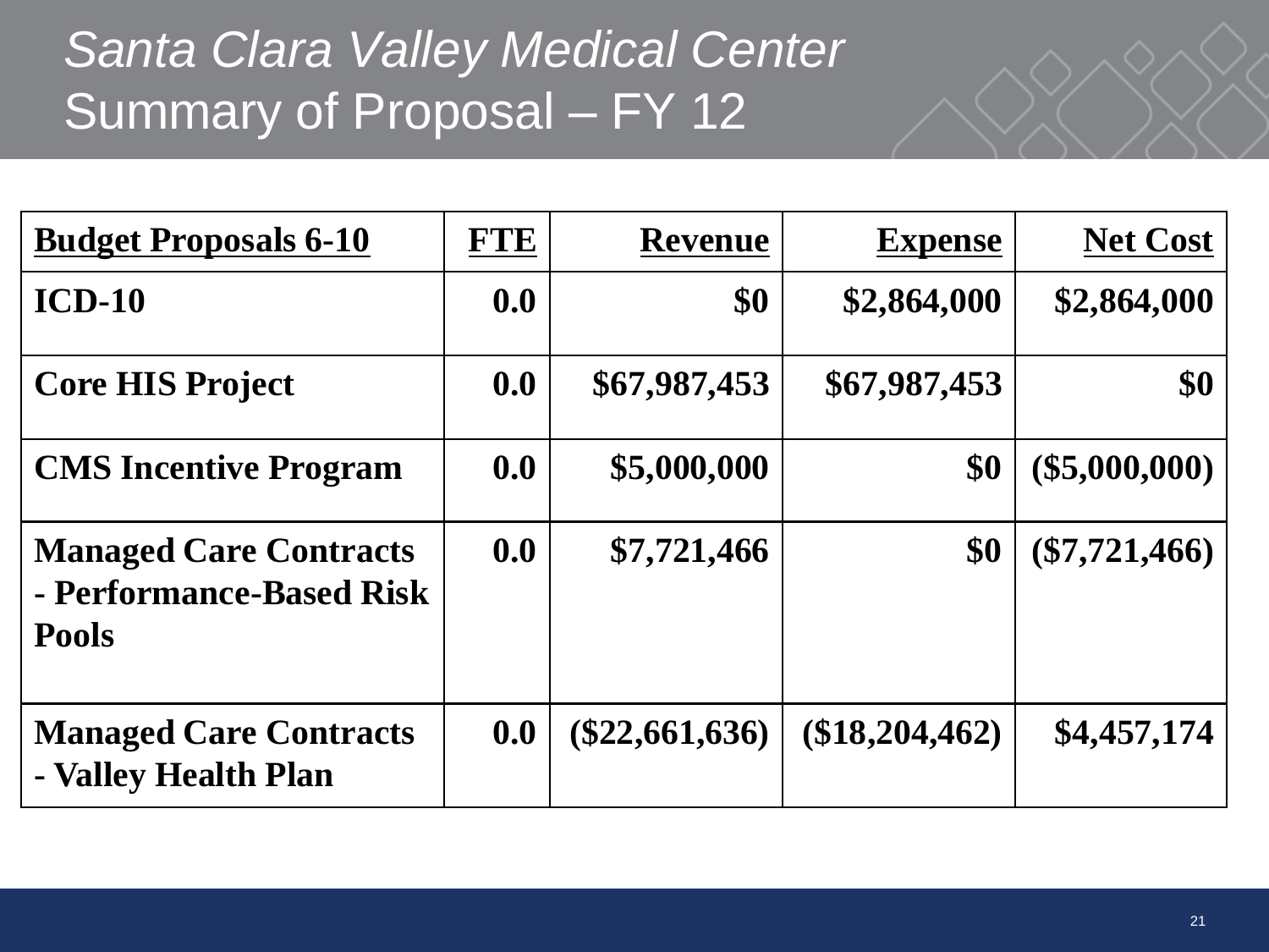# *Santa Clara Valley Medical Center*
# Summary of Proposal – FY 12

| Budget Proposals 6-10 | FTE | Revenue | Expense | Net Cost |
|---|---|---|---|---|
| **ICD-10** | **0.0** | **$0** | **$2,864,000** | **$2,864,000** |
| **Core HIS Project** | **0.0** | **$67,987,453** | **$67,987,453** | **$0** |
| **CMS Incentive Program** | **0.0** | **$5,000,000** | **$0** | **($5,000,000)** |
| **Managed Care Contracts - Performance-Based Risk Pools** | **0.0** | **$7,721,466** | **$0** | **($7,721,466)** |
| **Managed Care Contracts - Valley Health Plan** | **0.0** | **($22,661,636)** | **($18,204,462)** | **$4,457,174** |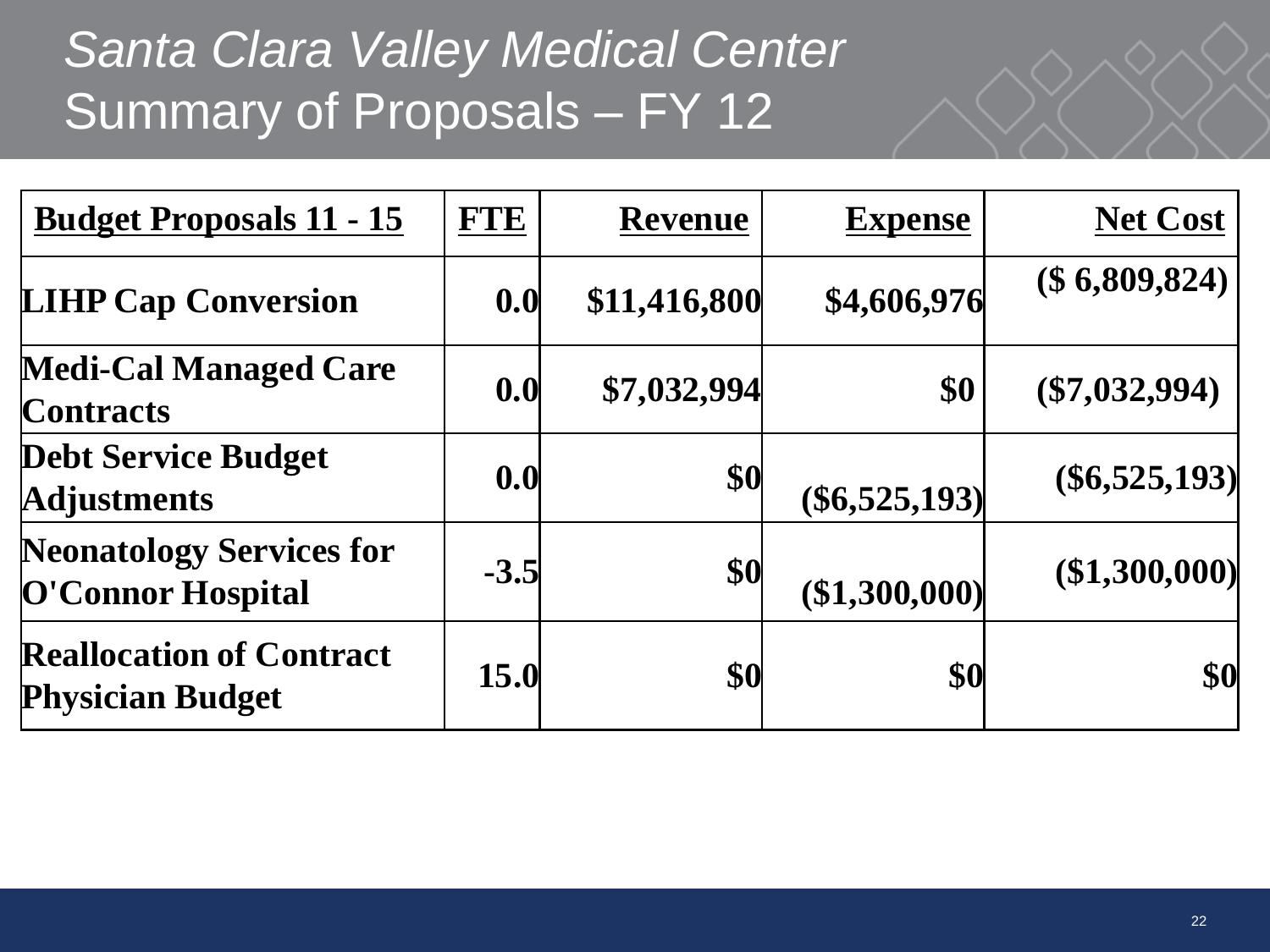# *Santa Clara Valley Medical Center*
# Summary of Proposals – FY 12

| Budget Proposals 11 - 15 | FTE | Revenue | Expense | Net Cost |
|---|---|---|---|---|
| **LIHP Cap Conversion** | **0.0** | **$11,416,800** | **$4,606,976** | **($ 6,809,824)** |
| **Medi-Cal Managed Care Contracts** | **0.0** | **$7,032,994** | **$0** | **($7,032,994)** |
| **Debt Service Budget Adjustments** | **0.0** | **$0** | **($6,525,193)** | **($6,525,193)** |
| **Neonatology Services for O'Connor Hospital** | **-3.5** | **$0** | **($1,300,000)** | **($1,300,000)** |
| **Reallocation of Contract Physician Budget** | **15.0** | **$0** | **$0** | **$0** |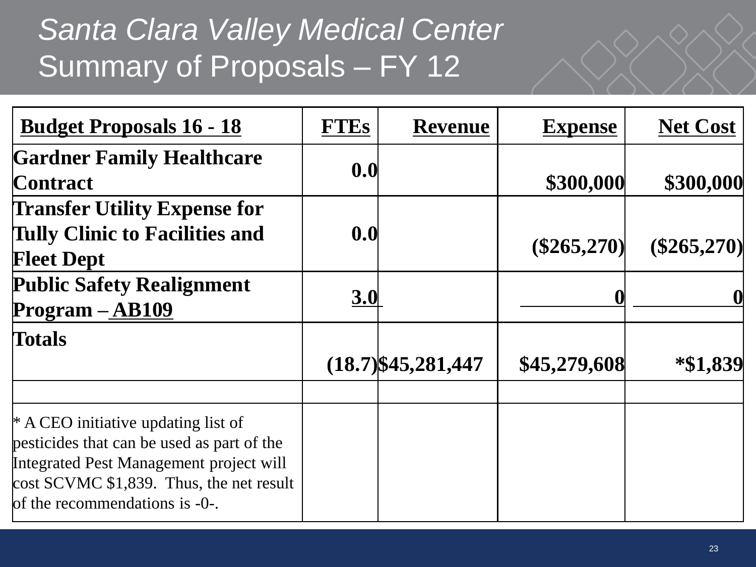# *Santa Clara Valley Medical Center*
# Summary of Proposals – FY 12

| Budget Proposals 16 - 18 | FTEs | Revenue | Expense | Net Cost |
|---|---|---|---|---|
| **Gardner Family Healthcare Contract** | **0.0** | | **$300,000** | **$300,000** |
| **Transfer Utility Expense for Tully Clinic to Facilities and Fleet Dept** | **0.0** | | **($265,270)** | **($265,270)** |
| **Public Safety Realignment Program – AB109** | **3.0** | | **0** | **0** |
| **Totals** | **(18.7)** | **$45,281,447** | **$45,279,608** | **\*$1,839** |
| | | | | |
| * A CEO initiative updating list of pesticides that can be used as part of the Integrated Pest Management project will cost SCVMC $1,839. Thus, the net result of the recommendations is -0-. | | | | |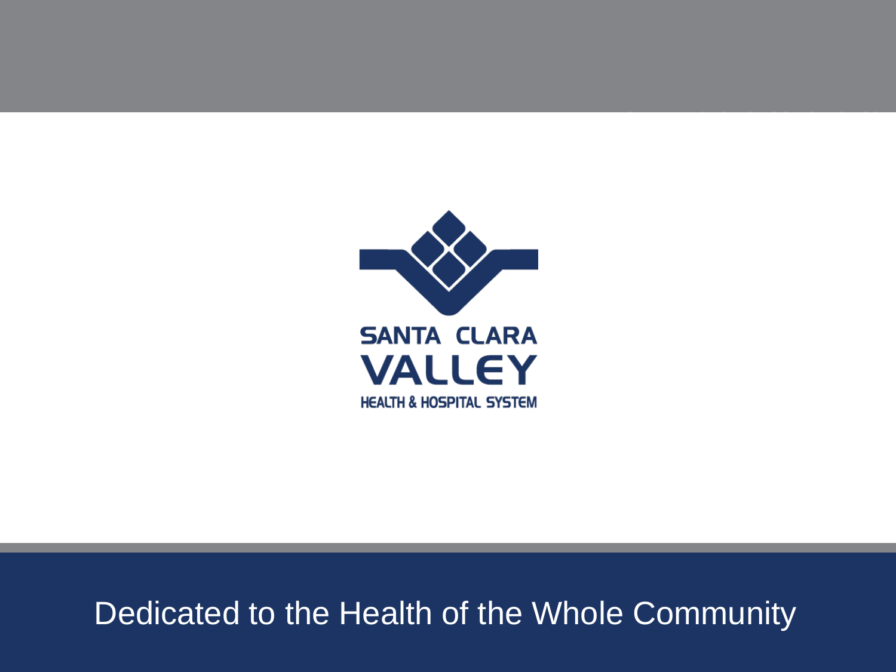SANTA CLARA
VALLEY
HEALTH & HOSPITAL SYSTEM

Dedicated to the Health of the Whole Community